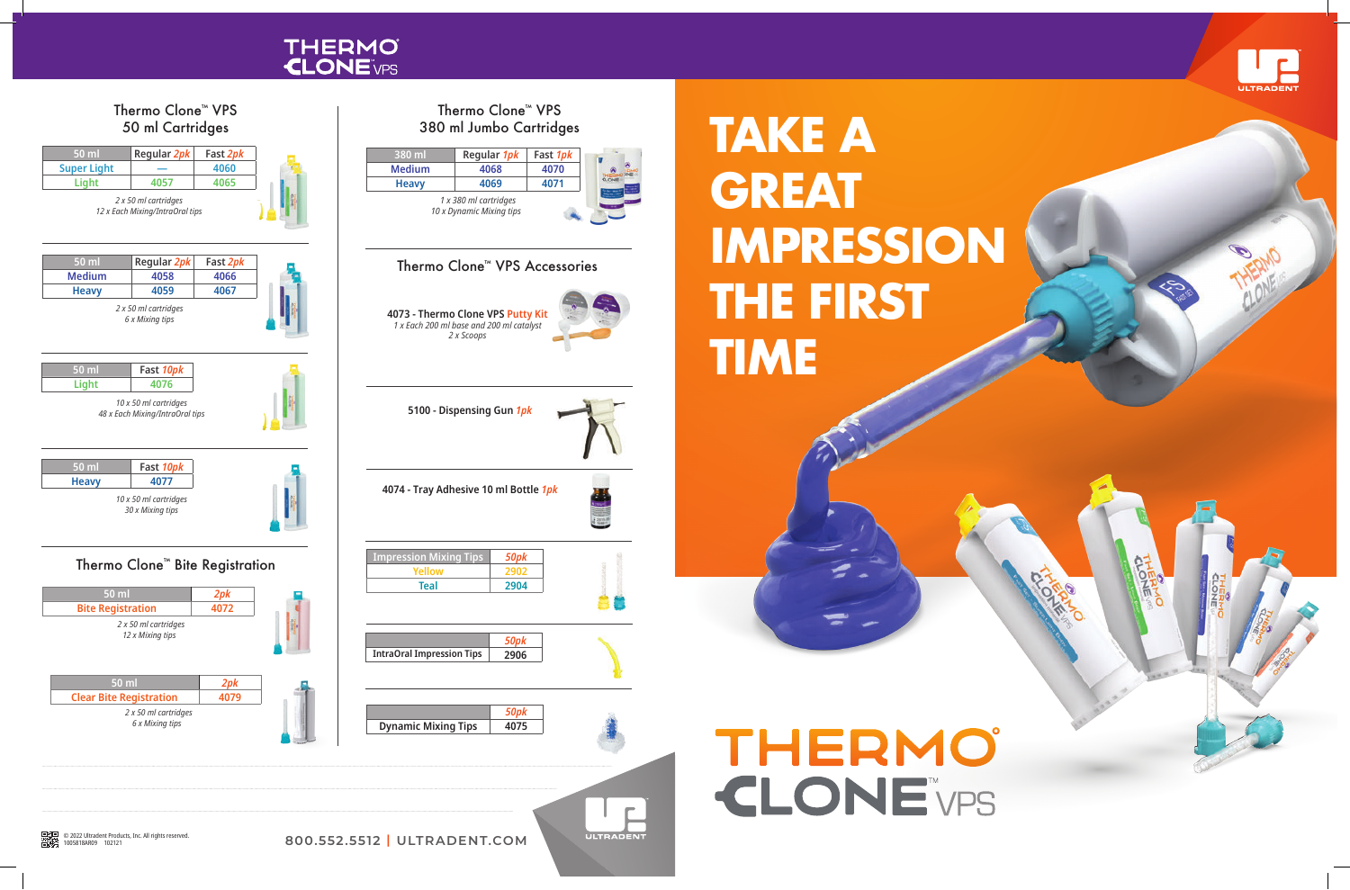# THERMO CLONE VPS

## Thermo Clone™ VPS 50 ml Cartridges

| 50 ml | Regular 2pk | Fast 2pk |
|---|---|---|
| Super Light | — | 4060 |
| Light | 4057 | 4065 |

*2 x 50 ml cartridges*
*12 x Each Mixing/IntraOral tips*

| 50 ml | Regular 2pk | Fast 2pk |
|---|---|---|
| Medium | 4058 | 4066 |
| Heavy | 4059 | 4067 |

*2 x 50 ml cartridges*
*6 x Mixing tips*

| 50 ml | Fast 10pk |
|---|---|
| Light | 4076 |

*10 x 50 ml cartridges*
*48 x Each Mixing/IntraOral tips*

| 50 ml | Fast 10pk |
|---|---|
| Heavy | 4077 |

*10 x 50 ml cartridges*
*30 x Mixing tips*

## Thermo Clone™ Bite Registration

| 50 ml | 2pk |
|---|---|
| Bite Registration | 4072 |

*2 x 50 ml cartridges*
*12 x Mixing tips*

| 50 ml | 2pk |
|---|---|
| Clear Bite Registration | 4079 |

*2 x 50 ml cartridges*
*6 x Mixing tips*

## Thermo Clone™ VPS 380 ml Jumbo Cartridges

| 380 ml | Regular 1pk | Fast 1pk |
|---|---|---|
| Medium | 4068 | 4070 |
| Heavy | 4069 | 4071 |

*1 x 380 ml cartridges*
*10 x Dynamic Mixing tips*

## Thermo Clone™ VPS Accessories

**4073 - Thermo Clone VPS Putty Kit**
*1 x Each 200 ml base and 200 ml catalyst*
*2 x Scoops*

**5100 - Dispensing Gun 1pk**

**4074 - Tray Adhesive 10 ml Bottle 1pk**

| Impression Mixing Tips | 50pk |
|---|---|
| Yellow | 2902 |
| Teal | 2904 |

| | 50pk |
|---|---|
| IntraOral Impression Tips | 2906 |

| | 50pk |
|---|---|
| Dynamic Mixing Tips | 4075 |

© 2022 Ultradent Products, Inc. All rights reserved.
1005818AR09 102121

800.552.5512 | ULTRADENT.COM

ULTRADENT

# TAKE A GREAT IMPRESSION THE FIRST TIME

THERMO CLONE™ VPS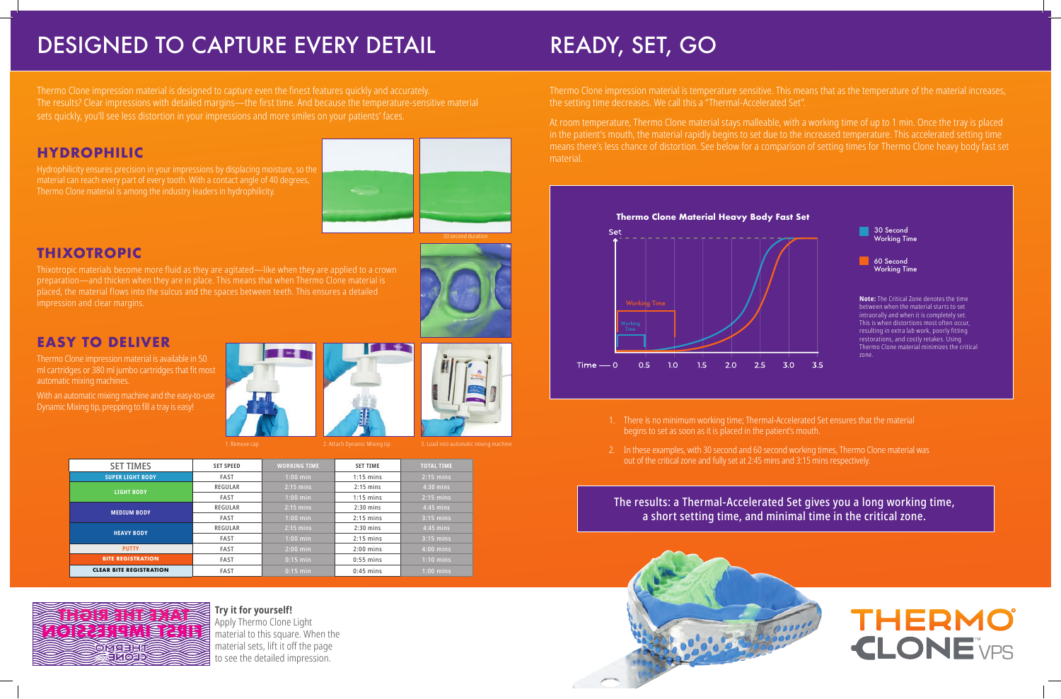# DESIGNED TO CAPTURE EVERY DETAIL

Thermo Clone impression material is designed to capture even the finest features quickly and accurately. The results? Clear impressions with detailed margins—the first time. And because the temperature-sensitive material sets quickly, you'll see less distortion in your impressions and more smiles on your patients' faces.

## HYDROPHILIC

Hydrophilicity ensures precision in your impressions by displacing moisture, so the material can reach every part of every tooth. With a contact angle of 40 degrees, Thermo Clone material is among the industry leaders in hydrophilicity.

30 second duration

## THIXOTROPIC

Thixotropic materials become more fluid as they are agitated—like when they are applied to a crown preparation—and thicken when they are in place. This means that when Thermo Clone material is placed, the material flows into the sulcus and the spaces between teeth. This ensures a detailed impression and clear margins.

## EASY TO DELIVER

Thermo Clone impression material is available in 50 ml cartridges or 380 ml jumbo cartridges that fit most automatic mixing machines.

With an automatic mixing machine and the easy-to-use Dynamic Mixing tip, prepping to fill a tray is easy!

1. Remove cap
2. Attach Dynamic Mixing tip
3. Load into automatic mixing machine

| SET TIMES | SET SPEED | WORKING TIME | SET TIME | TOTAL TIME |
|---|---|---|---|---|
| SUPER LIGHT BODY | FAST | 1:00 min | 1:15 mins | 2:15 mins |
| LIGHT BODY | REGULAR | 2:15 mins | 2:15 mins | 4:30 mins |
| | FAST | 1:00 min | 1:15 mins | 2:15 mins |
| MEDIUM BODY | REGULAR | 2:15 mins | 2:30 mins | 4:45 mins |
| | FAST | 1:00 min | 2:15 mins | 3:15 mins |
| HEAVY BODY | REGULAR | 2:15 mins | 2:30 mins | 4:45 mins |
| | FAST | 1:00 min | 2:15 mins | 3:15 mins |
| PUTTY | FAST | 2:00 min | 2:00 mins | 4:00 mins |
| BITE REGISTRATION | FAST | 0:15 min | 0:55 mins | 1:10 mins |
| CLEAR BITE REGISTRATION | FAST | 0:15 min | 0:45 mins | 1:00 mins |

TAKE THE RIGHT FIRST IMPRESSION

**Try it for yourself!**
Apply Thermo Clone Light material to this square. When the material sets, lift it off the page to see the detailed impression.

# READY, SET, GO

Thermo Clone impression material is temperature sensitive. This means that as the temperature of the material increases, the setting time decreases. We call this a "Thermal-Accelerated Set".

At room temperature, Thermo Clone material stays malleable, with a working time of up to 1 min. Once the tray is placed in the patient's mouth, the material rapidly begins to set due to the increased temperature. This accelerated setting time means there's less chance of distortion. See below for a comparison of setting times for Thermo Clone heavy body fast set material.

**Thermo Clone Material Heavy Body Fast Set**

Set

Working Time

Working Time

Time — 0 0.5 1.0 1.5 2.0 2.5 3.0 3.5

30 Second Working Time

60 Second Working Time

**Note:** The Critical Zone denotes the time between when the material starts to set intraorally and when it is completely set. This is when distortions most often occur, resulting in extra lab work, poorly fitting restorations, and costly retakes. Using Thermo Clone material minimizes the critical zone.

1. There is no minimum working time; Thermal-Accelerated Set ensures that the material begins to set as soon as it is placed in the patient's mouth.
2. In these examples, with 30 second and 60 second working times, Thermo Clone material was out of the critical zone and fully set at 2:45 mins and 3:15 mins respectively.

The results: a Thermal-Accelerated Set gives you a long working time, a short setting time, and minimal time in the critical zone.

THERMO CLONE™ VPS